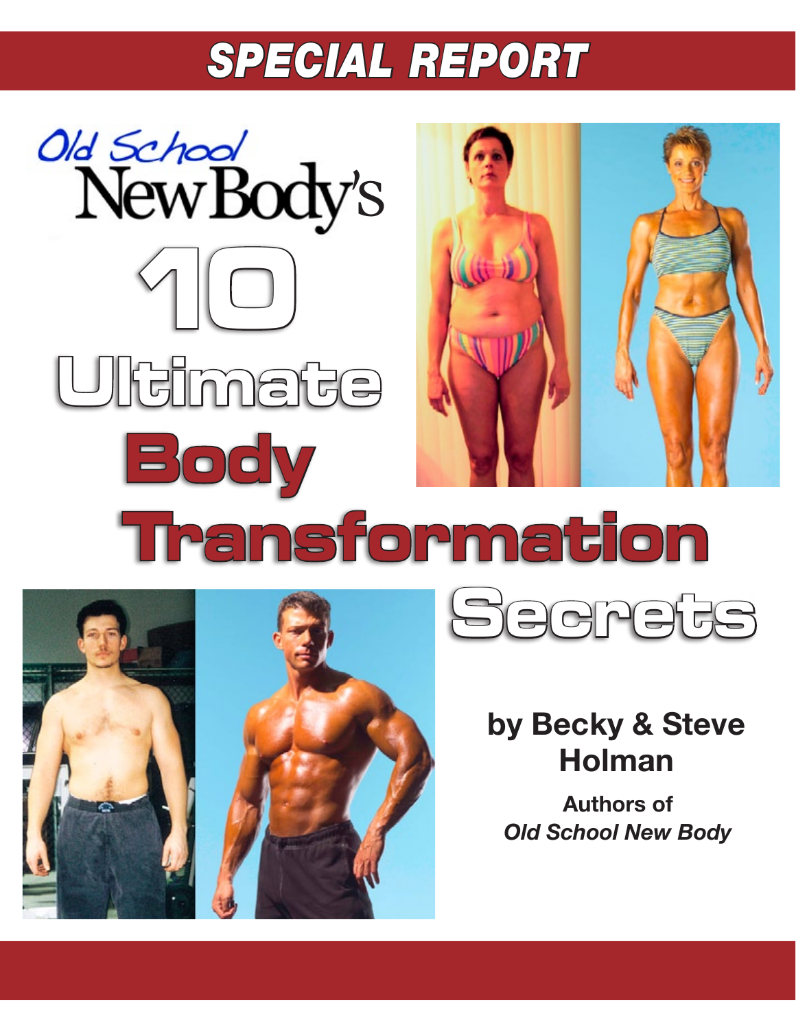SPECIAL REPORT

# Old School New Body's 10 Ultimate Body Transformation Secrets

**by Becky & Steve Holman**

**Authors of *Old School New Body***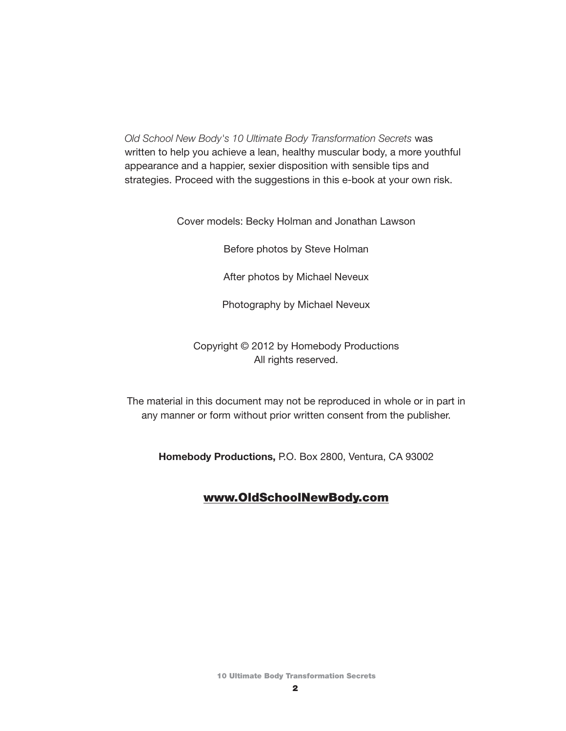*Old School New Body's 10 Ultimate Body Transformation Secrets* was written to help you achieve a lean, healthy muscular body, a more youthful appearance and a happier, sexier disposition with sensible tips and strategies. Proceed with the suggestions in this e-book at your own risk.

Cover models: Becky Holman and Jonathan Lawson

Before photos by Steve Holman

After photos by Michael Neveux

Photography by Michael Neveux

Copyright © 2012 by Homebody Productions
All rights reserved.

The material in this document may not be reproduced in whole or in part in any manner or form without prior written consent from the publisher.

**Homebody Productions,** P.O. Box 2800, Ventura, CA 93002

**www.OldSchoolNewBody.com**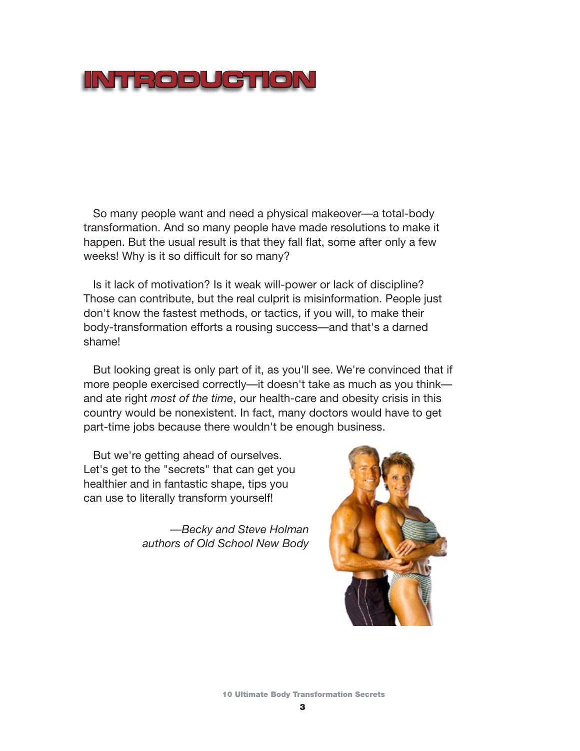# INTRODUCTION

So many people want and need a physical makeover—a total-body transformation. And so many people have made resolutions to make it happen. But the usual result is that they fall flat, some after only a few weeks! Why is it so difficult for so many?

Is it lack of motivation? Is it weak will-power or lack of discipline? Those can contribute, but the real culprit is misinformation. People just don't know the fastest methods, or tactics, if you will, to make their body-transformation efforts a rousing success—and that's a darned shame!

But looking great is only part of it, as you'll see. We're convinced that if more people exercised correctly—it doesn't take as much as you think—and ate right *most of the time*, our health-care and obesity crisis in this country would be nonexistent. In fact, many doctors would have to get part-time jobs because there wouldn't be enough business.

But we're getting ahead of ourselves. Let's get to the "secrets" that can get you healthier and in fantastic shape, tips you can use to literally transform yourself!

*—Becky and Steve Holman*
*authors of Old School New Body*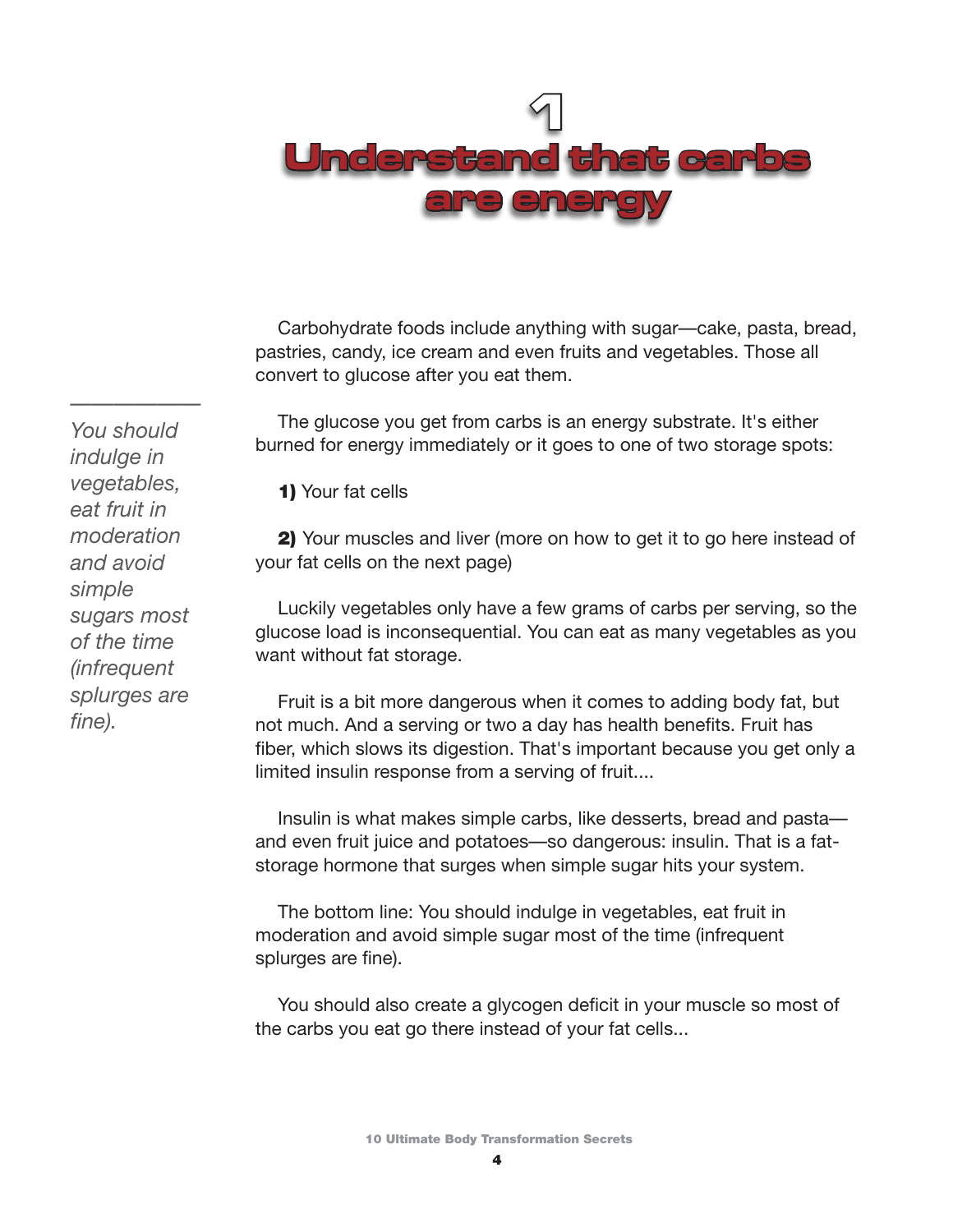# 1
# Understand that carbs are energy

*You should indulge in vegetables, eat fruit in moderation and avoid simple sugars most of the time (infrequent splurges are fine).*

Carbohydrate foods include anything with sugar—cake, pasta, bread, pastries, candy, ice cream and even fruits and vegetables. Those all convert to glucose after you eat them.

The glucose you get from carbs is an energy substrate. It's either burned for energy immediately or it goes to one of two storage spots:

**1)** Your fat cells

**2)** Your muscles and liver (more on how to get it to go here instead of your fat cells on the next page)

Luckily vegetables only have a few grams of carbs per serving, so the glucose load is inconsequential. You can eat as many vegetables as you want without fat storage.

Fruit is a bit more dangerous when it comes to adding body fat, but not much. And a serving or two a day has health benefits. Fruit has fiber, which slows its digestion. That's important because you get only a limited insulin response from a serving of fruit....

Insulin is what makes simple carbs, like desserts, bread and pasta—and even fruit juice and potatoes—so dangerous: insulin. That is a fat-storage hormone that surges when simple sugar hits your system.

The bottom line: You should indulge in vegetables, eat fruit in moderation and avoid simple sugar most of the time (infrequent splurges are fine).

You should also create a glycogen deficit in your muscle so most of the carbs you eat go there instead of your fat cells...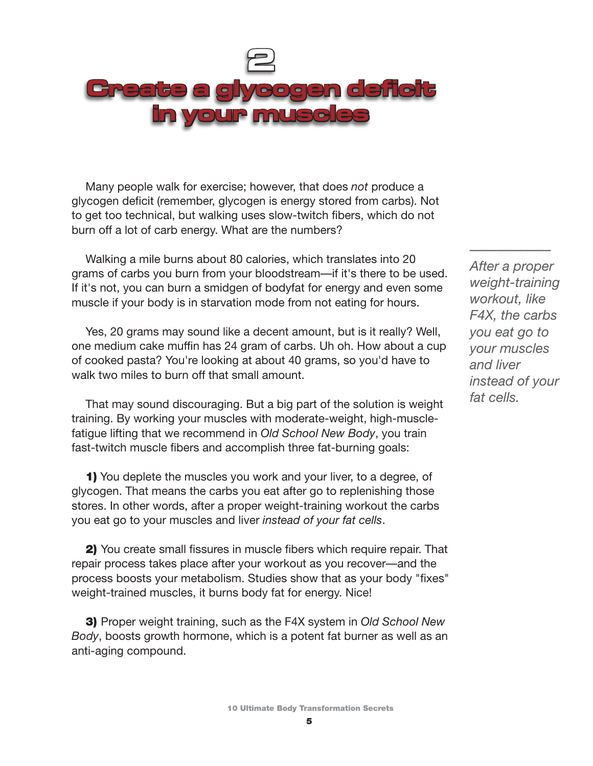# 2
# Create a glycogen deficit in your muscles

Many people walk for exercise; however, that does *not* produce a glycogen deficit (remember, glycogen is energy stored from carbs). Not to get too technical, but walking uses slow-twitch fibers, which do not burn off a lot of carb energy. What are the numbers?

Walking a mile burns about 80 calories, which translates into 20 grams of carbs you burn from your bloodstream—if it's there to be used. If it's not, you can burn a smidgen of bodyfat for energy and even some muscle if your body is in starvation mode from not eating for hours.

Yes, 20 grams may sound like a decent amount, but is it really? Well, one medium cake muffin has 24 gram of carbs. Uh oh. How about a cup of cooked pasta? You're looking at about 40 grams, so you'd have to walk two miles to burn off that small amount.

*After a proper weight-training workout, like F4X, the carbs you eat go to your muscles and liver instead of your fat cells.*

That may sound discouraging. But a big part of the solution is weight training. By working your muscles with moderate-weight, high-muscle-fatigue lifting that we recommend in *Old School New Body*, you train fast-twitch muscle fibers and accomplish three fat-burning goals:

**1)** You deplete the muscles you work and your liver, to a degree, of glycogen. That means the carbs you eat after go to replenishing those stores. In other words, after a proper weight-training workout the carbs you eat go to your muscles and liver *instead of your fat cells*.

**2)** You create small fissures in muscle fibers which require repair. That repair process takes place after your workout as you recover—and the process boosts your metabolism. Studies show that as your body "fixes" weight-trained muscles, it burns body fat for energy. Nice!

**3)** Proper weight training, such as the F4X system in *Old School New Body*, boosts growth hormone, which is a potent fat burner as well as an anti-aging compound.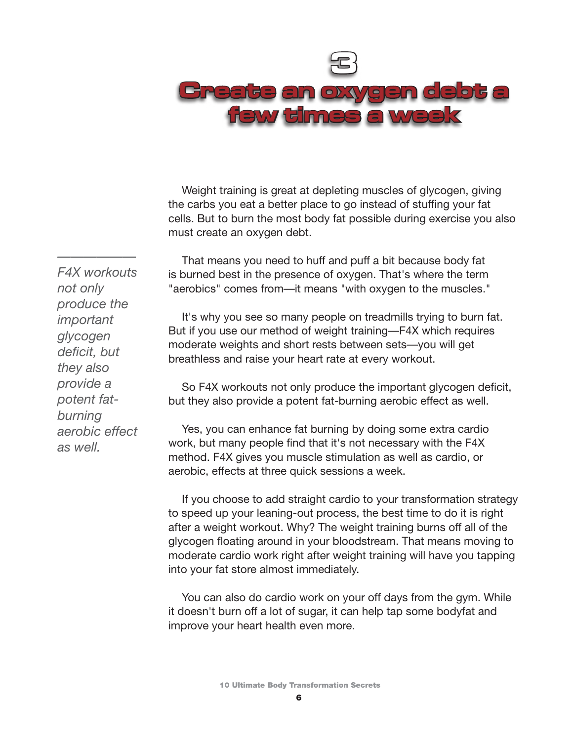# 3

# Create an oxygen debt a few times a week

Weight training is great at depleting muscles of glycogen, giving the carbs you eat a better place to go instead of stuffing your fat cells. But to burn the most body fat possible during exercise you also must create an oxygen debt.

*F4X workouts not only produce the important glycogen deficit, but they also provide a potent fat-burning aerobic effect as well.*

That means you need to huff and puff a bit because body fat is burned best in the presence of oxygen. That's where the term "aerobics" comes from—it means "with oxygen to the muscles."

It's why you see so many people on treadmills trying to burn fat. But if you use our method of weight training—F4X which requires moderate weights and short rests between sets—you will get breathless and raise your heart rate at every workout.

So F4X workouts not only produce the important glycogen deficit, but they also provide a potent fat-burning aerobic effect as well.

Yes, you can enhance fat burning by doing some extra cardio work, but many people find that it's not necessary with the F4X method. F4X gives you muscle stimulation as well as cardio, or aerobic, effects at three quick sessions a week.

If you choose to add straight cardio to your transformation strategy to speed up your leaning-out process, the best time to do it is right after a weight workout. Why? The weight training burns off all of the glycogen floating around in your bloodstream. That means moving to moderate cardio work right after weight training will have you tapping into your fat store almost immediately.

You can also do cardio work on your off days from the gym. While it doesn't burn off a lot of sugar, it can help tap some bodyfat and improve your heart health even more.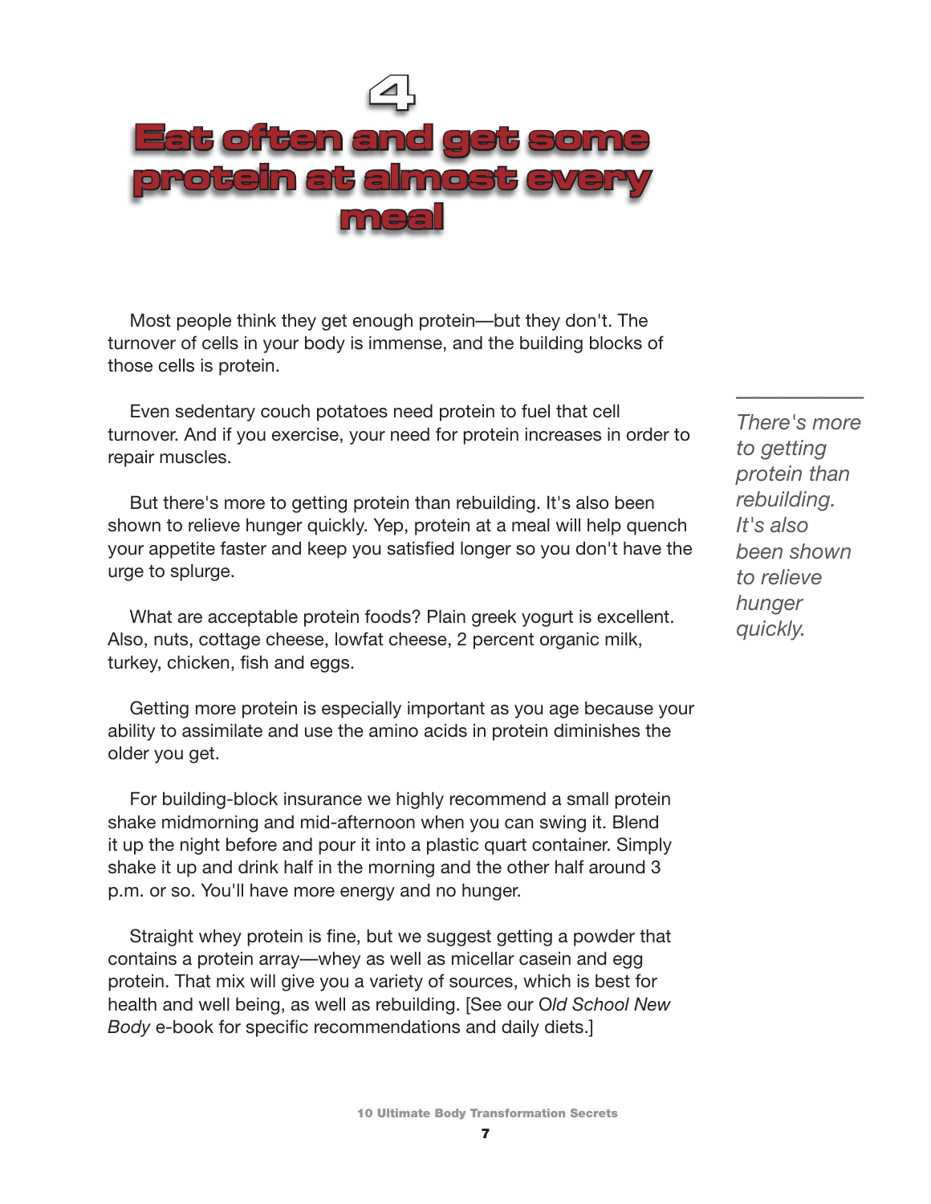# 4

# Eat often and get some protein at almost every meal

Most people think they get enough protein—but they don't. The turnover of cells in your body is immense, and the building blocks of those cells is protein.

Even sedentary couch potatoes need protein to fuel that cell turnover. And if you exercise, your need for protein increases in order to repair muscles.

But there's more to getting protein than rebuilding. It's also been shown to relieve hunger quickly. Yep, protein at a meal will help quench your appetite faster and keep you satisfied longer so you don't have the urge to splurge.

*There's more to getting protein than rebuilding. It's also been shown to relieve hunger quickly.*

What are acceptable protein foods? Plain greek yogurt is excellent. Also, nuts, cottage cheese, lowfat cheese, 2 percent organic milk, turkey, chicken, fish and eggs.

Getting more protein is especially important as you age because your ability to assimilate and use the amino acids in protein diminishes the older you get.

For building-block insurance we highly recommend a small protein shake midmorning and mid-afternoon when you can swing it. Blend it up the night before and pour it into a plastic quart container. Simply shake it up and drink half in the morning and the other half around 3 p.m. or so. You'll have more energy and no hunger.

Straight whey protein is fine, but we suggest getting a powder that contains a protein array—whey as well as micellar casein and egg protein. That mix will give you a variety of sources, which is best for health and well being, as well as rebuilding. [See our O*ld School New Body* e-book for specific recommendations and daily diets.]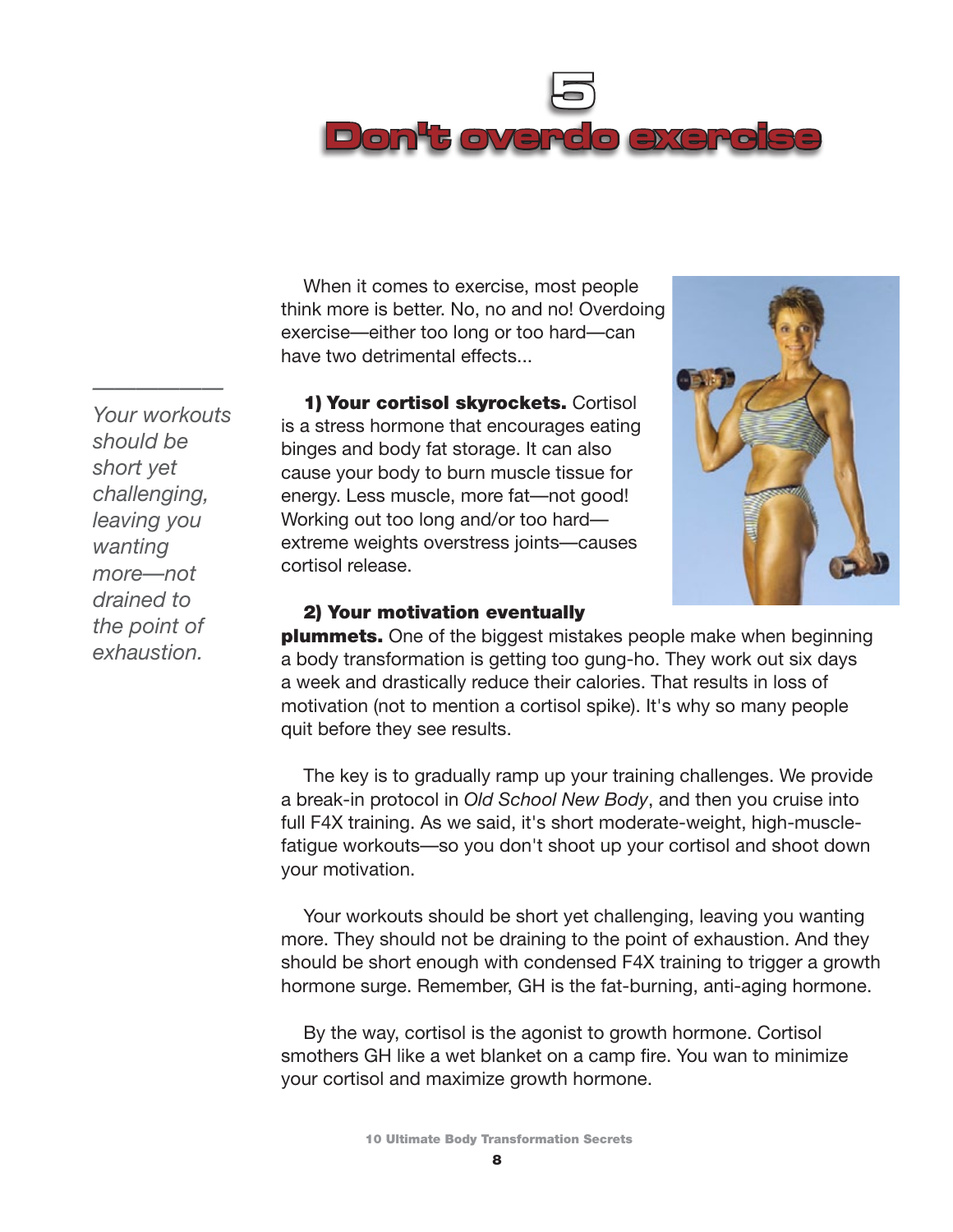# 5
# Don't overdo exercise

When it comes to exercise, most people think more is better. No, no and no! Overdoing exercise—either too long or too hard—can have two detrimental effects...

*Your workouts should be short yet challenging, leaving you wanting more—not drained to the point of exhaustion.*

**1) Your cortisol skyrockets.** Cortisol is a stress hormone that encourages eating binges and body fat storage. It can also cause your body to burn muscle tissue for energy. Less muscle, more fat—not good! Working out too long and/or too hard—extreme weights overstress joints—causes cortisol release.

**2) Your motivation eventually plummets.** One of the biggest mistakes people make when beginning a body transformation is getting too gung-ho. They work out six days a week and drastically reduce their calories. That results in loss of motivation (not to mention a cortisol spike). It's why so many people quit before they see results.

The key is to gradually ramp up your training challenges. We provide a break-in protocol in *Old School New Body*, and then you cruise into full F4X training. As we said, it's short moderate-weight, high-muscle-fatigue workouts—so you don't shoot up your cortisol and shoot down your motivation.

Your workouts should be short yet challenging, leaving you wanting more. They should not be draining to the point of exhaustion. And they should be short enough with condensed F4X training to trigger a growth hormone surge. Remember, GH is the fat-burning, anti-aging hormone.

By the way, cortisol is the agonist to growth hormone. Cortisol smothers GH like a wet blanket on a camp fire. You wan to minimize your cortisol and maximize growth hormone.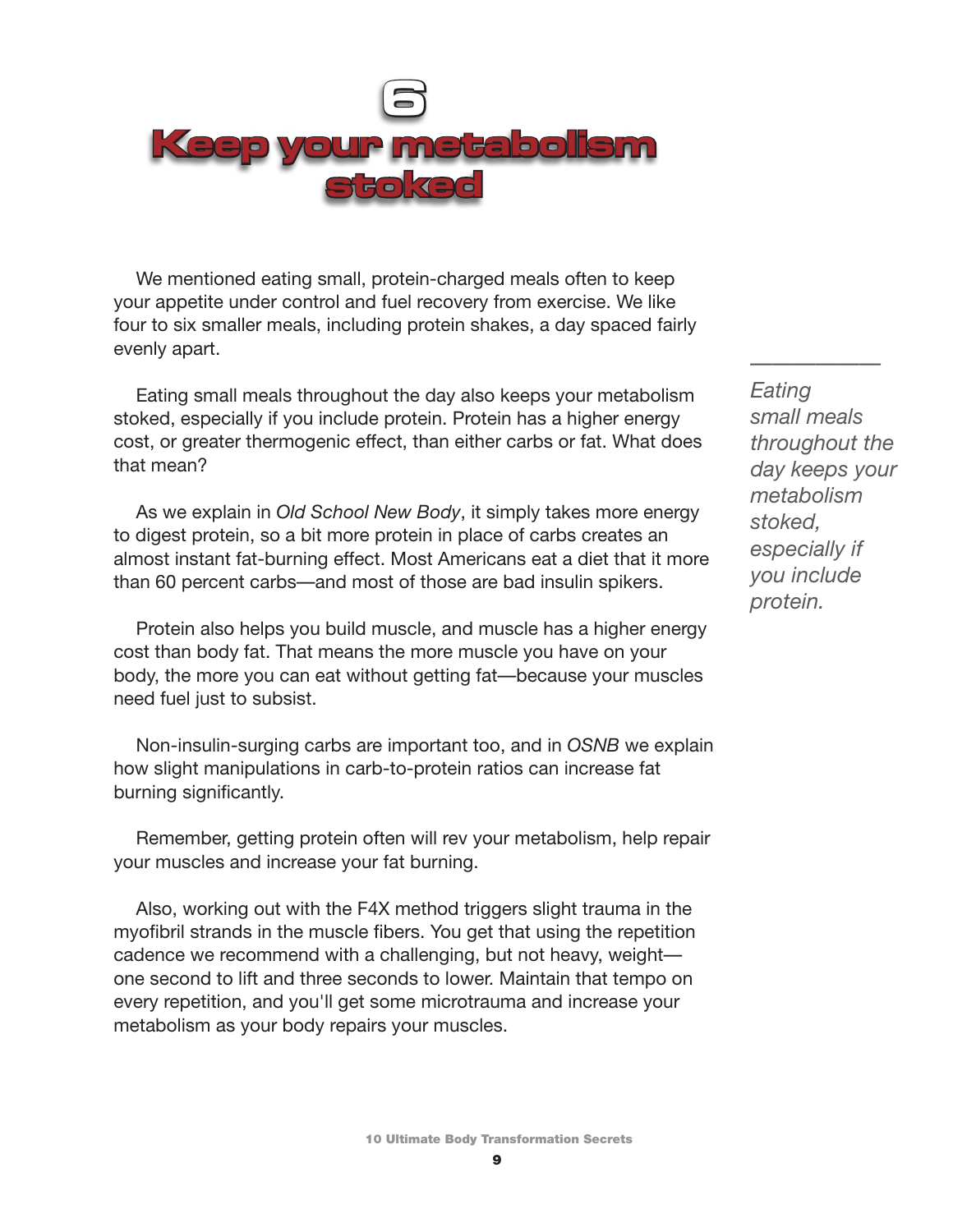# 6
# Keep your metabolism stoked

We mentioned eating small, protein-charged meals often to keep your appetite under control and fuel recovery from exercise. We like four to six smaller meals, including protein shakes, a day spaced fairly evenly apart.

Eating small meals throughout the day also keeps your metabolism stoked, especially if you include protein. Protein has a higher energy cost, or greater thermogenic effect, than either carbs or fat. What does that mean?

*Eating small meals throughout the day keeps your metabolism stoked, especially if you include protein.*

As we explain in *Old School New Body*, it simply takes more energy to digest protein, so a bit more protein in place of carbs creates an almost instant fat-burning effect. Most Americans eat a diet that it more than 60 percent carbs—and most of those are bad insulin spikers.

Protein also helps you build muscle, and muscle has a higher energy cost than body fat. That means the more muscle you have on your body, the more you can eat without getting fat—because your muscles need fuel just to subsist.

Non-insulin-surging carbs are important too, and in *OSNB* we explain how slight manipulations in carb-to-protein ratios can increase fat burning significantly.

Remember, getting protein often will rev your metabolism, help repair your muscles and increase your fat burning.

Also, working out with the F4X method triggers slight trauma in the myofibril strands in the muscle fibers. You get that using the repetition cadence we recommend with a challenging, but not heavy, weight—one second to lift and three seconds to lower. Maintain that tempo on every repetition, and you'll get some microtrauma and increase your metabolism as your body repairs your muscles.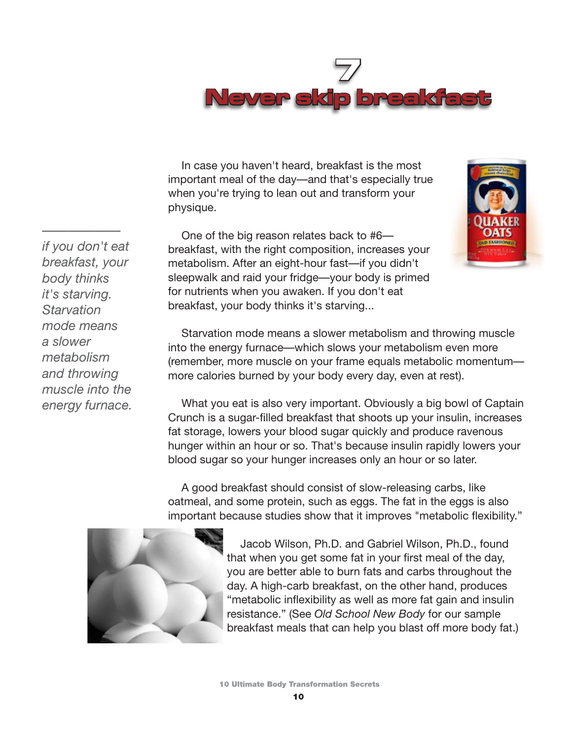# 7
# Never skip breakfast

In case you haven't heard, breakfast is the most important meal of the day—and that's especially true when you're trying to lean out and transform your physique.

One of the big reason relates back to #6—breakfast, with the right composition, increases your metabolism. After an eight-hour fast—if you didn't sleepwalk and raid your fridge—your body is primed for nutrients when you awaken. If you don't eat breakfast, your body thinks it's starving...

*if you don't eat breakfast, your body thinks it's starving. Starvation mode means a slower metabolism and throwing muscle into the energy furnace.*

Starvation mode means a slower metabolism and throwing muscle into the energy furnace—which slows your metabolism even more (remember, more muscle on your frame equals metabolic momentum—more calories burned by your body every day, even at rest).

What you eat is also very important. Obviously a big bowl of Captain Crunch is a sugar-filled breakfast that shoots up your insulin, increases fat storage, lowers your blood sugar quickly and produce ravenous hunger within an hour or so. That's because insulin rapidly lowers your blood sugar so your hunger increases only an hour or so later.

A good breakfast should consist of slow-releasing carbs, like oatmeal, and some protein, such as eggs. The fat in the eggs is also important because studies show that it improves "metabolic flexibility."

Jacob Wilson, Ph.D. and Gabriel Wilson, Ph.D., found that when you get some fat in your first meal of the day, you are better able to burn fats and carbs throughout the day. A high-carb breakfast, on the other hand, produces "metabolic inflexibility as well as more fat gain and insulin resistance." (See *Old School New Body* for our sample breakfast meals that can help you blast off more body fat.)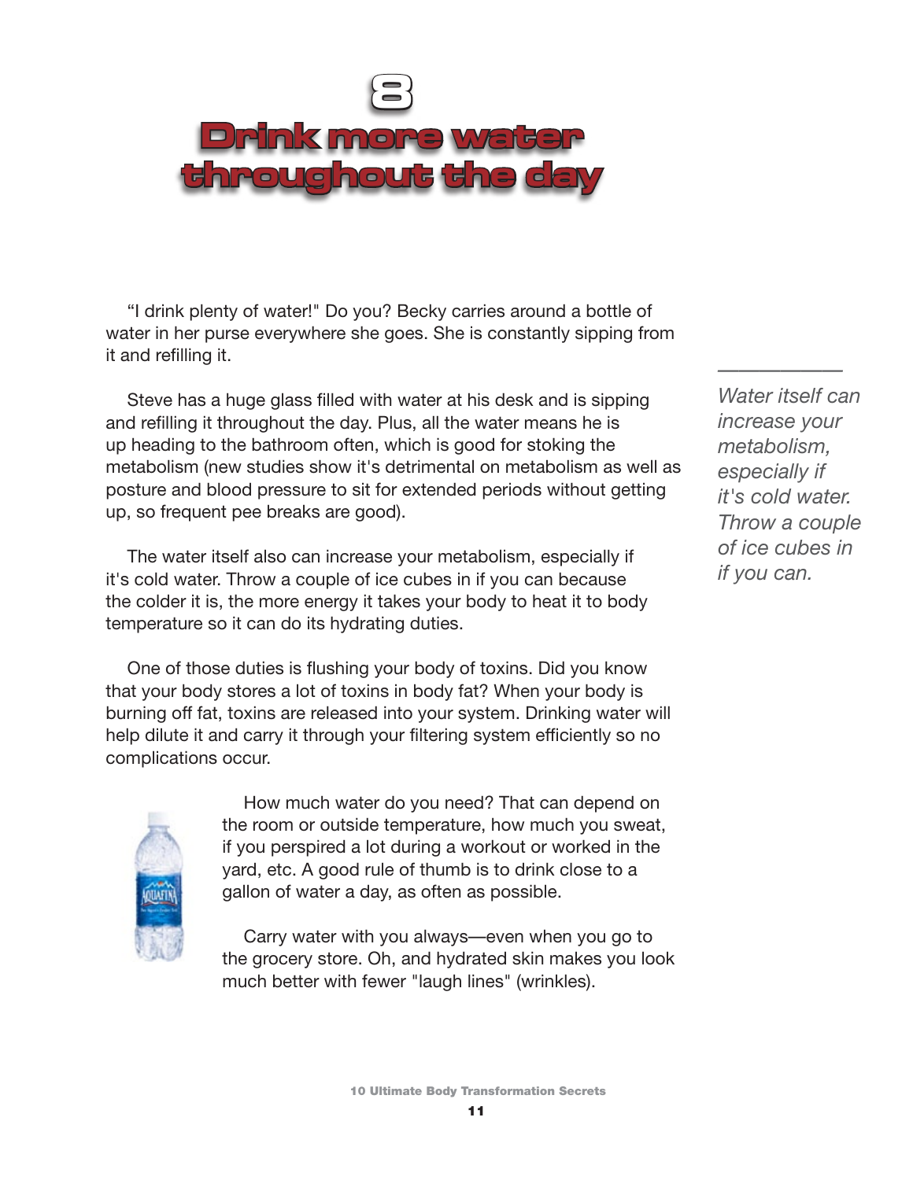# 8

# Drink more water throughout the day

"I drink plenty of water!" Do you? Becky carries around a bottle of water in her purse everywhere she goes. She is constantly sipping from it and refilling it.

Steve has a huge glass filled with water at his desk and is sipping and refilling it throughout the day. Plus, all the water means he is up heading to the bathroom often, which is good for stoking the metabolism (new studies show it's detrimental on metabolism as well as posture and blood pressure to sit for extended periods without getting up, so frequent pee breaks are good).

*Water itself can increase your metabolism, especially if it's cold water. Throw a couple of ice cubes in if you can.*

The water itself also can increase your metabolism, especially if it's cold water. Throw a couple of ice cubes in if you can because the colder it is, the more energy it takes your body to heat it to body temperature so it can do its hydrating duties.

One of those duties is flushing your body of toxins. Did you know that your body stores a lot of toxins in body fat? When your body is burning off fat, toxins are released into your system. Drinking water will help dilute it and carry it through your filtering system efficiently so no complications occur.

How much water do you need? That can depend on the room or outside temperature, how much you sweat, if you perspired a lot during a workout or worked in the yard, etc. A good rule of thumb is to drink close to a gallon of water a day, as often as possible.

Carry water with you always—even when you go to the grocery store. Oh, and hydrated skin makes you look much better with fewer "laugh lines" (wrinkles).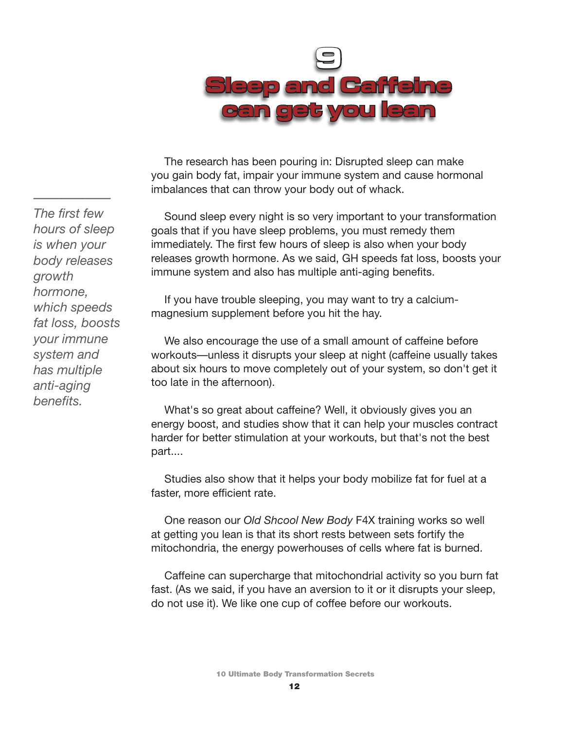# 9
# Sleep and Caffeine can get you lean

*The first few hours of sleep is when your body releases growth hormone, which speeds fat loss, boosts your immune system and has multiple anti-aging benefits.*

The research has been pouring in: Disrupted sleep can make you gain body fat, impair your immune system and cause hormonal imbalances that can throw your body out of whack.

Sound sleep every night is so very important to your transformation goals that if you have sleep problems, you must remedy them immediately. The first few hours of sleep is also when your body releases growth hormone. As we said, GH speeds fat loss, boosts your immune system and also has multiple anti-aging benefits.

If you have trouble sleeping, you may want to try a calcium-magnesium supplement before you hit the hay.

We also encourage the use of a small amount of caffeine before workouts—unless it disrupts your sleep at night (caffeine usually takes about six hours to move completely out of your system, so don't get it too late in the afternoon).

What's so great about caffeine? Well, it obviously gives you an energy boost, and studies show that it can help your muscles contract harder for better stimulation at your workouts, but that's not the best part....

Studies also show that it helps your body mobilize fat for fuel at a faster, more efficient rate.

One reason our *Old Shcool New Body* F4X training works so well at getting you lean is that its short rests between sets fortify the mitochondria, the energy powerhouses of cells where fat is burned.

Caffeine can supercharge that mitochondrial activity so you burn fat fast. (As we said, if you have an aversion to it or it disrupts your sleep, do not use it). We like one cup of coffee before our workouts.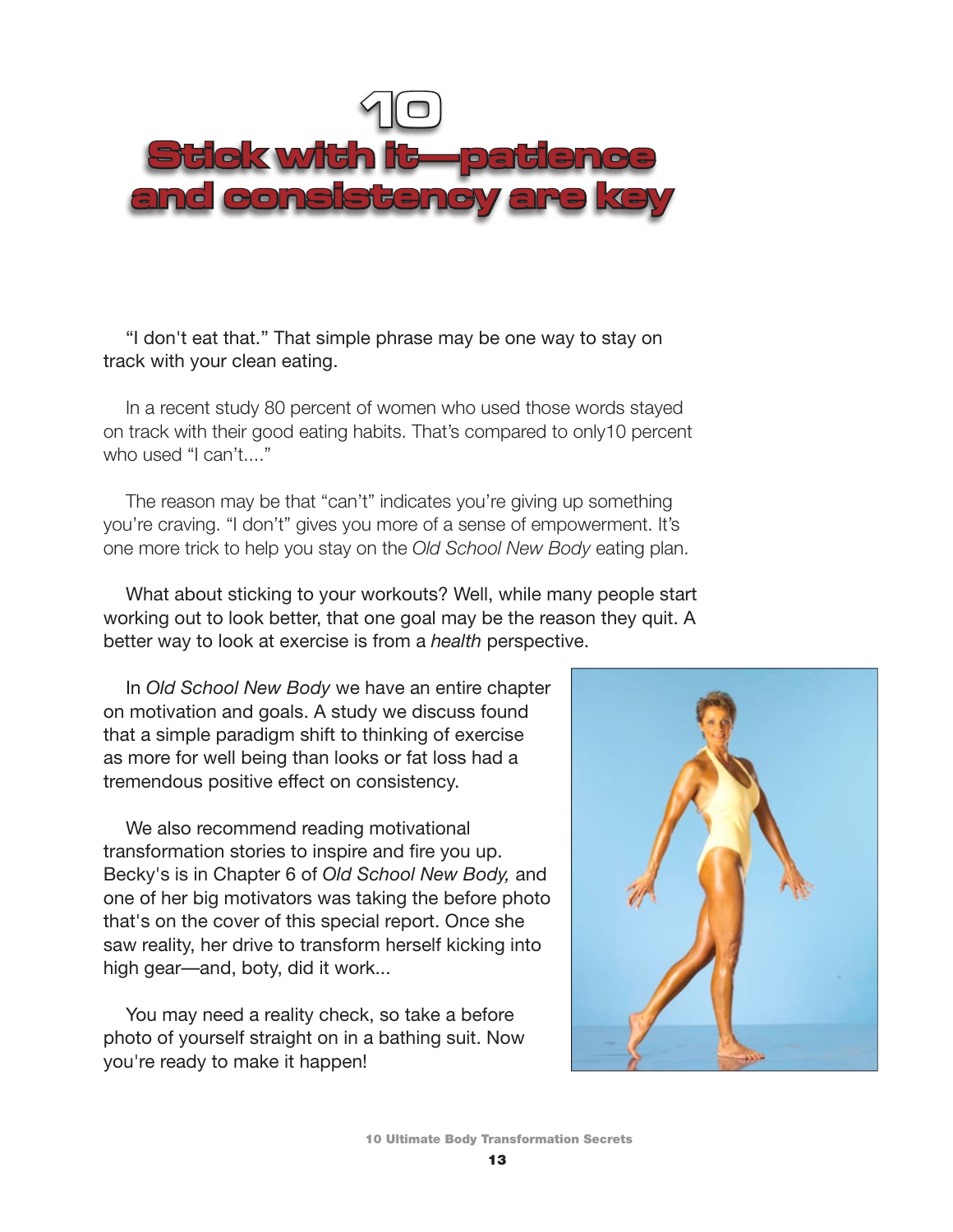# 10
# Stick with it—patience and consistency are key

"I don't eat that." That simple phrase may be one way to stay on track with your clean eating.

In a recent study 80 percent of women who used those words stayed on track with their good eating habits. That's compared to only10 percent who used "I can't...."

The reason may be that "can't" indicates you're giving up something you're craving. "I don't" gives you more of a sense of empowerment. It's one more trick to help you stay on the *Old School New Body* eating plan.

What about sticking to your workouts? Well, while many people start working out to look better, that one goal may be the reason they quit. A better way to look at exercise is from a *health* perspective.

In *Old School New Body* we have an entire chapter on motivation and goals. A study we discuss found that a simple paradigm shift to thinking of exercise as more for well being than looks or fat loss had a tremendous positive effect on consistency.

We also recommend reading motivational transformation stories to inspire and fire you up. Becky's is in Chapter 6 of *Old School New Body,* and one of her big motivators was taking the before photo that's on the cover of this special report. Once she saw reality, her drive to transform herself kicking into high gear—and, boty, did it work...

You may need a reality check, so take a before photo of yourself straight on in a bathing suit. Now you're ready to make it happen!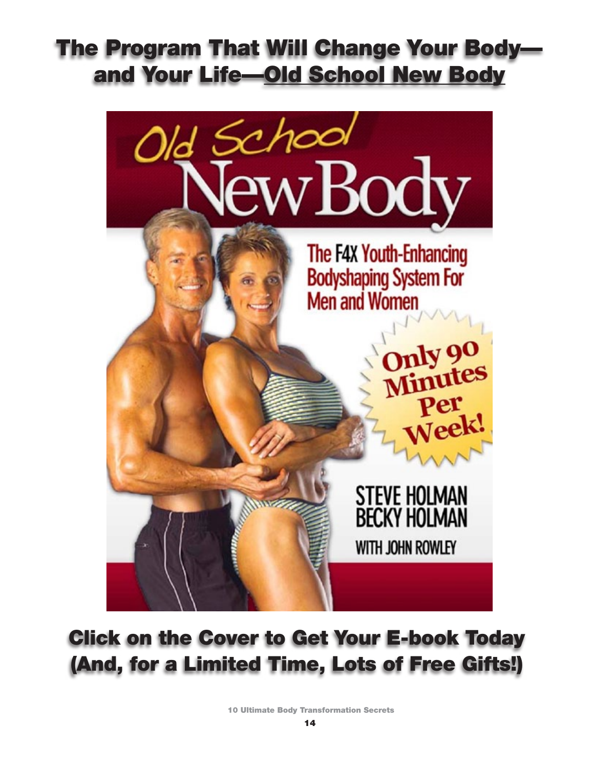# The Program That Will Change Your Body—and Your Life—Old School New Body

Old School New Body

The F4X Youth-Enhancing Bodyshaping System For Men and Women

Only 90 Minutes Per Week!

STEVE HOLMAN
BECKY HOLMAN
WITH JOHN ROWLEY

## Click on the Cover to Get Your E-book Today (And, for a Limited Time, Lots of Free Gifts!)